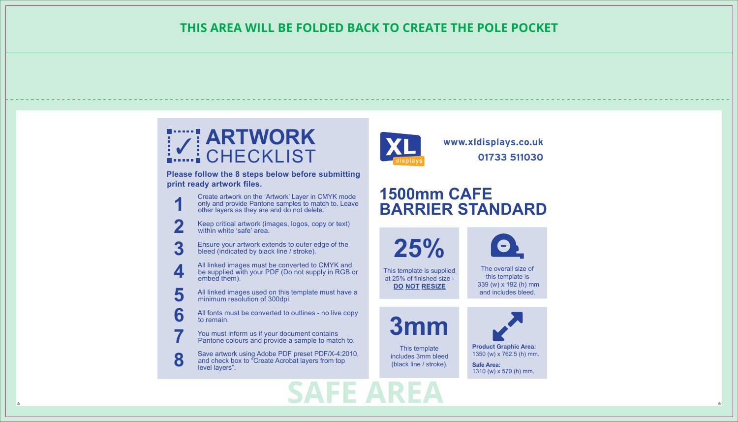THIS AREA WILL BE FOLDED BACK TO CREATE THE POLE POCKET

# ARTWORK CHECKLIST

**Please follow the 8 steps below before submitting print ready artwork files.**

1. Create artwork on the 'Artwork' Layer in CMYK mode only and provide Pantone samples to match to. Leave other layers as they are and do not delete.
2. Keep critical artwork (images, logos, copy or text) within white 'safe' area.
3. Ensure your artwork extends to outer edge of the bleed (indicated by black line / stroke).
4. All linked images must be converted to CMYK and be supplied with your PDF (Do not supply in RGB or embed them).
5. All linked images used on this template must have a minimum resolution of 300dpi.
6. All fonts must be converted to outlines - no live copy to remain.
7. You must inform us if your document contains Pantone colours and provide a sample to match to.
8. Save artwork using Adobe PDF preset PDF/X-4:2010, and check box to "Create Acrobat layers from top level layers".

XL displays

**www.xldisplays.co.uk**
**01733 511030**

# 1500mm CAFE BARRIER STANDARD

**25%**
This template is supplied at 25% of finished size - **DO NOT RESIZE**

The overall size of this template is 339 (w) x 192 (h) mm and includes bleed.

**3mm**
This template includes 3mm bleed (black line / stroke).

**Product Graphic Area:**
1350 (w) x 762.5 (h) mm.

**Safe Area:**
1310 (w) x 570 (h) mm.

SAFE AREA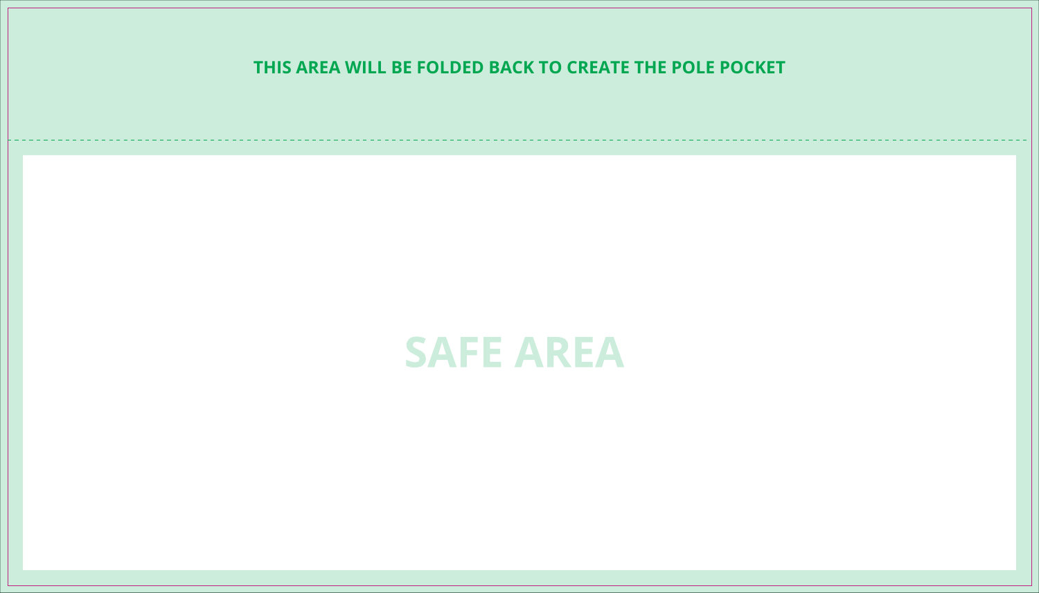**THIS AREA WILL BE FOLDED BACK TO CREATE THE POLE POCKET**

**SAFE AREA**